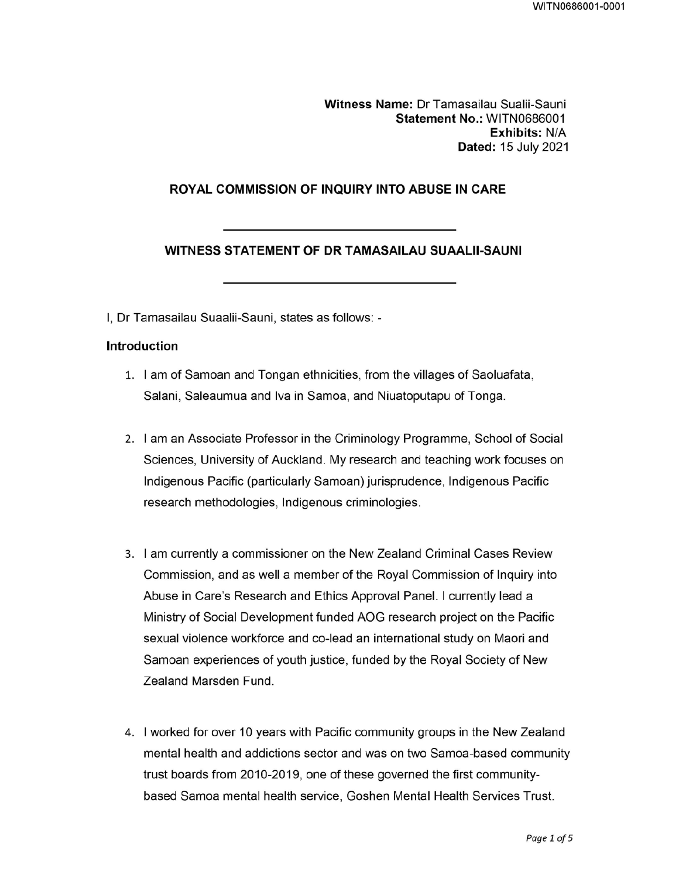**Witness Name:** Dr Tamasailau Sualii-Sauni
**Statement No.:** WITN0686001
**Exhibits:** N/A
**Dated:** 15 July 2021

## ROYAL COMMISSION OF INQUIRY INTO ABUSE IN CARE

---

## WITNESS STATEMENT OF DR TAMASAILAU SUAALII-SAUNI

---

I, Dr Tamasailau Suaalii-Sauni, states as follows: -

### Introduction

1. I am of Samoan and Tongan ethnicities, from the villages of Saoluafata, Salani, Saleaumua and Iva in Samoa, and Niuatoputapu of Tonga.

2. I am an Associate Professor in the Criminology Programme, School of Social Sciences, University of Auckland. My research and teaching work focuses on Indigenous Pacific (particularly Samoan) jurisprudence, Indigenous Pacific research methodologies, Indigenous criminologies.

3. I am currently a commissioner on the New Zealand Criminal Cases Review Commission, and as well a member of the Royal Commission of Inquiry into Abuse in Care's Research and Ethics Approval Panel. I currently lead a Ministry of Social Development funded AOG research project on the Pacific sexual violence workforce and co-lead an international study on Maori and Samoan experiences of youth justice, funded by the Royal Society of New Zealand Marsden Fund.

4. I worked for over 10 years with Pacific community groups in the New Zealand mental health and addictions sector and was on two Samoa-based community trust boards from 2010-2019, one of these governed the first community-based Samoa mental health service, Goshen Mental Health Services Trust.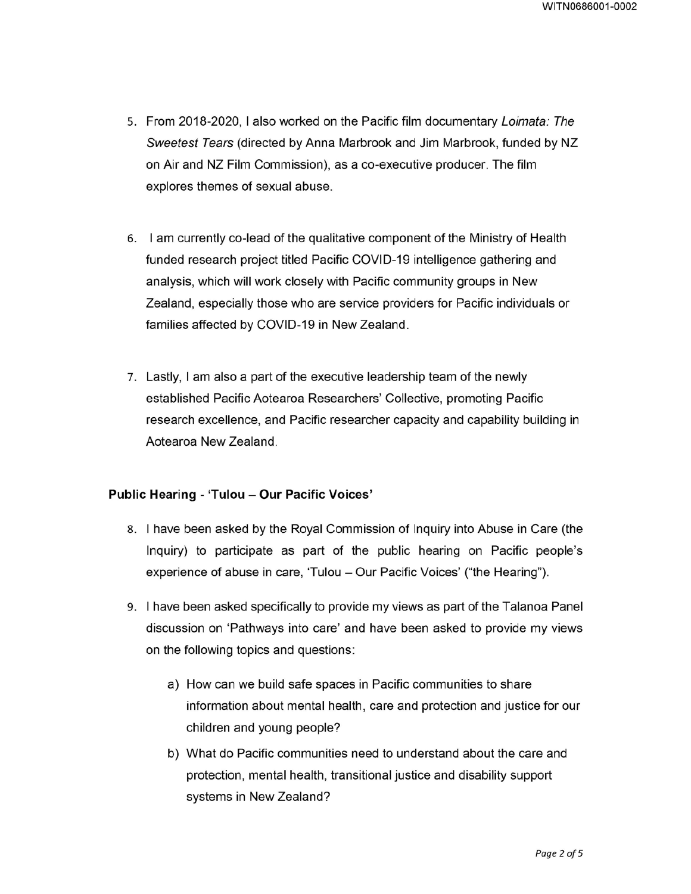5. From 2018-2020, I also worked on the Pacific film documentary *Loimata: The Sweetest Tears* (directed by Anna Marbrook and Jim Marbrook, funded by NZ on Air and NZ Film Commission), as a co-executive producer. The film explores themes of sexual abuse.

6. I am currently co-lead of the qualitative component of the Ministry of Health funded research project titled Pacific COVID-19 intelligence gathering and analysis, which will work closely with Pacific community groups in New Zealand, especially those who are service providers for Pacific individuals or families affected by COVID-19 in New Zealand.

7. Lastly, I am also a part of the executive leadership team of the newly established Pacific Aotearoa Researchers' Collective, promoting Pacific research excellence, and Pacific researcher capacity and capability building in Aotearoa New Zealand.

**Public Hearing - 'Tulou – Our Pacific Voices'**

8. I have been asked by the Royal Commission of Inquiry into Abuse in Care (the Inquiry) to participate as part of the public hearing on Pacific people's experience of abuse in care, 'Tulou – Our Pacific Voices' ("the Hearing").

9. I have been asked specifically to provide my views as part of the Talanoa Panel discussion on 'Pathways into care' and have been asked to provide my views on the following topics and questions:

    a) How can we build safe spaces in Pacific communities to share information about mental health, care and protection and justice for our children and young people?

    b) What do Pacific communities need to understand about the care and protection, mental health, transitional justice and disability support systems in New Zealand?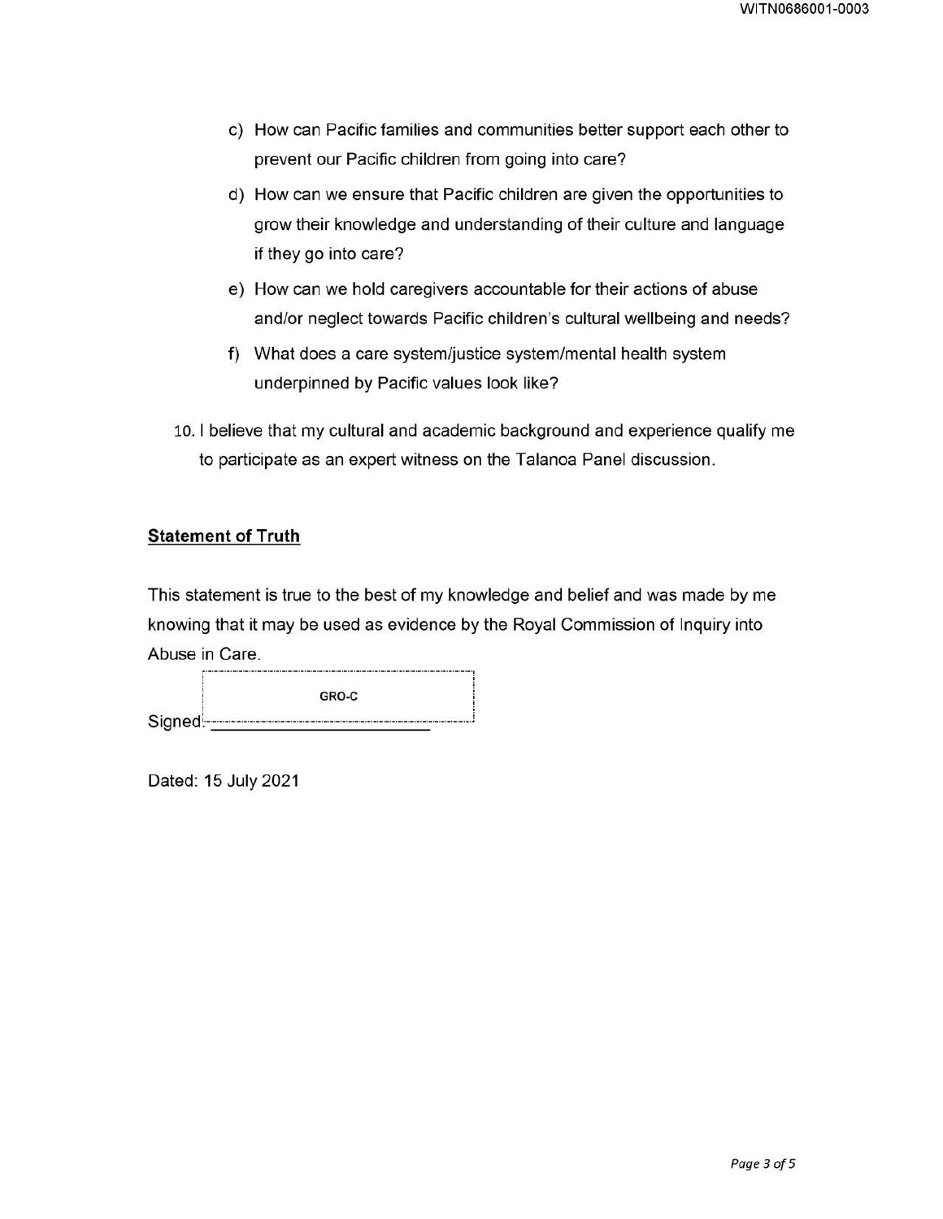c) How can Pacific families and communities better support each other to prevent our Pacific children from going into care?

d) How can we ensure that Pacific children are given the opportunities to grow their knowledge and understanding of their culture and language if they go into care?

e) How can we hold caregivers accountable for their actions of abuse and/or neglect towards Pacific children's cultural wellbeing and needs?

f) What does a care system/justice system/mental health system underpinned by Pacific values look like?

10. I believe that my cultural and academic background and experience qualify me to participate as an expert witness on the Talanoa Panel discussion.

**Statement of Truth**

This statement is true to the best of my knowledge and belief and was made by me knowing that it may be used as evidence by the Royal Commission of Inquiry into Abuse in Care.

Signed: GRO-C

Dated: 15 July 2021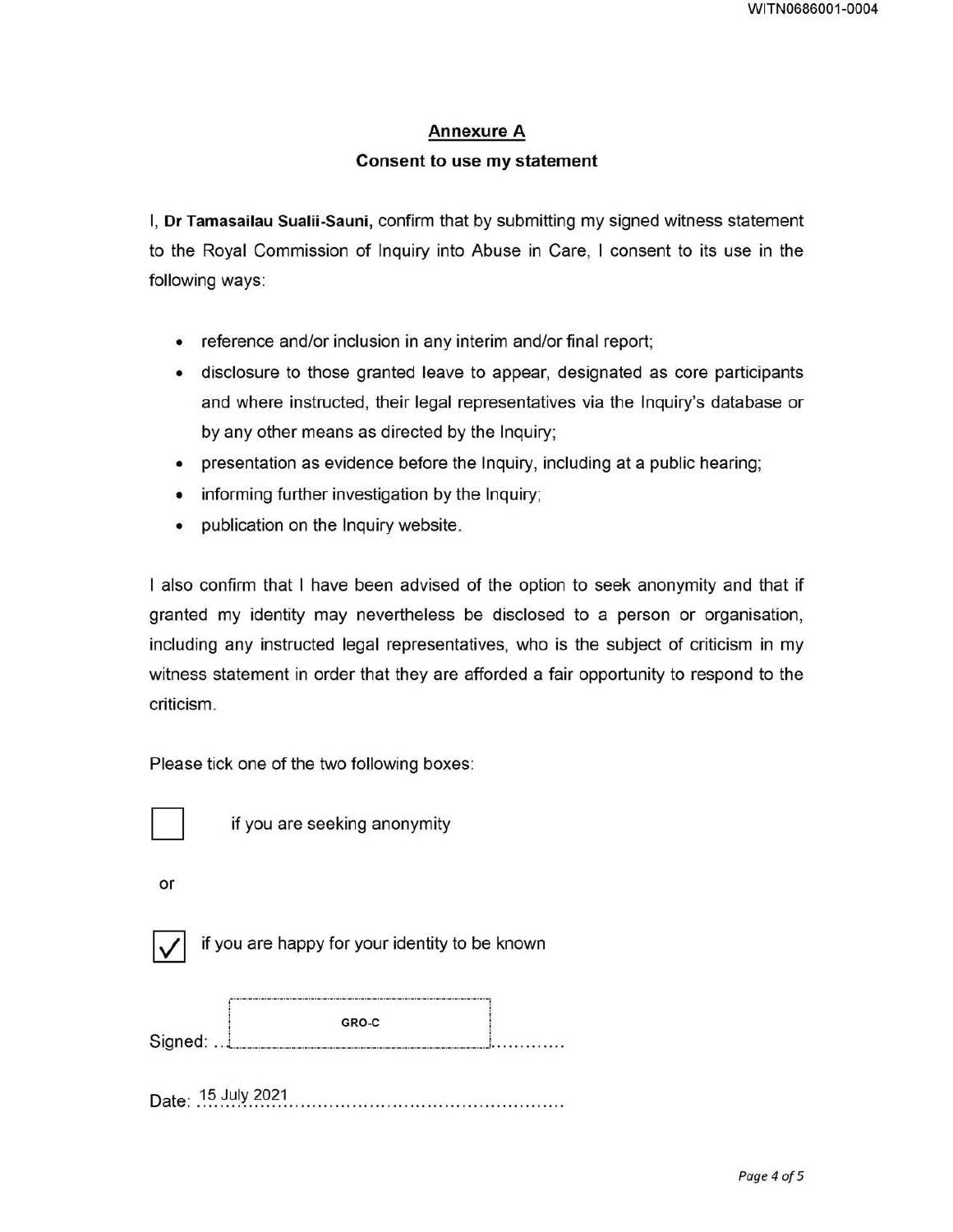## Annexure A

**Consent to use my statement**

I, **Dr Tamasailau Sualii-Sauni,** confirm that by submitting my signed witness statement to the Royal Commission of Inquiry into Abuse in Care, I consent to its use in the following ways:

- reference and/or inclusion in any interim and/or final report;
- disclosure to those granted leave to appear, designated as core participants and where instructed, their legal representatives via the Inquiry's database or by any other means as directed by the Inquiry;
- presentation as evidence before the Inquiry, including at a public hearing;
- informing further investigation by the Inquiry;
- publication on the Inquiry website.

I also confirm that I have been advised of the option to seek anonymity and that if granted my identity may nevertheless be disclosed to a person or organisation, including any instructed legal representatives, who is the subject of criticism in my witness statement in order that they are afforded a fair opportunity to respond to the criticism.

Please tick one of the two following boxes:

☐ if you are seeking anonymity

or

☑ if you are happy for your identity to be known

Signed: GRO-C

Date: 15 July 2021